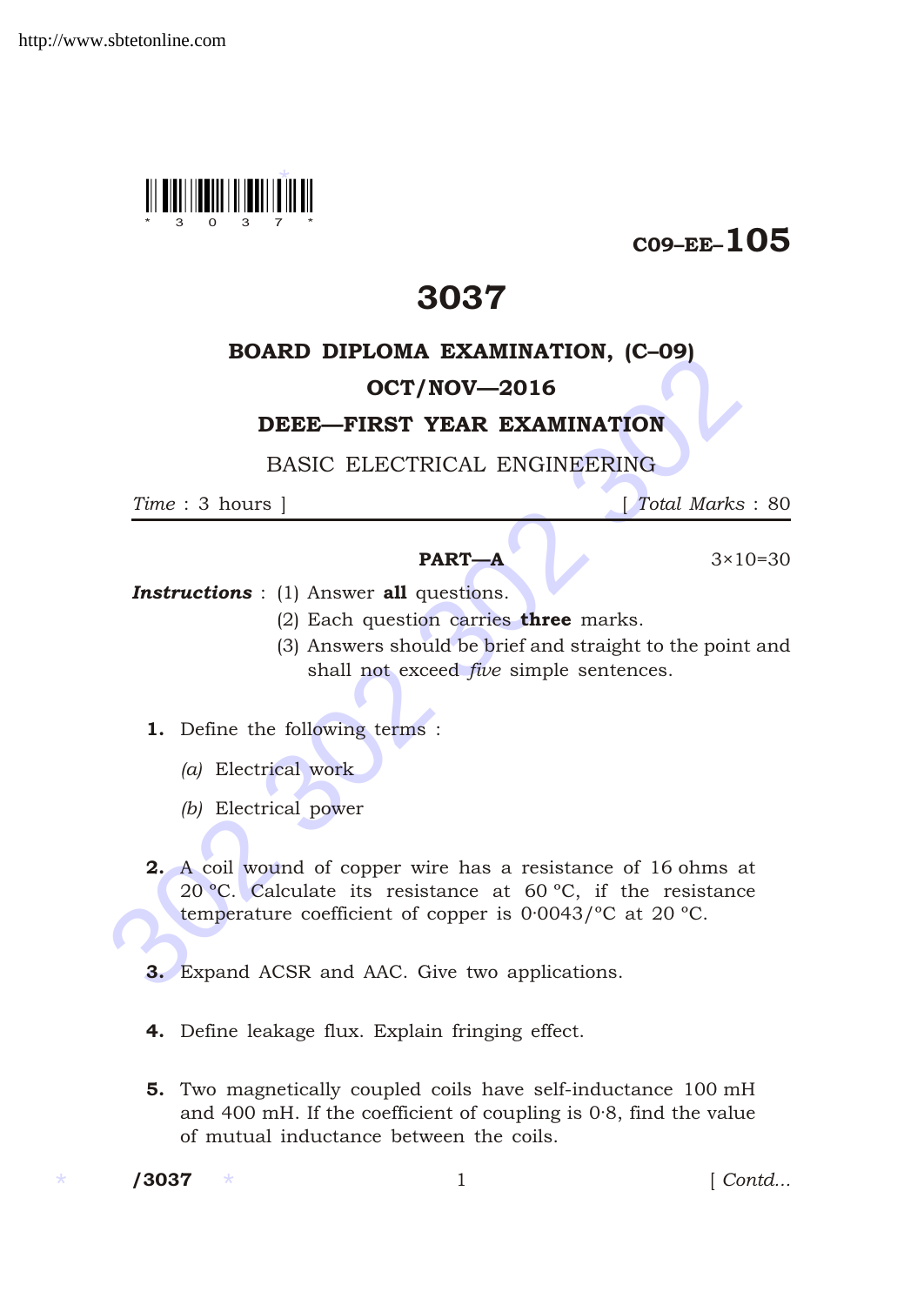C09–EE–105

# 3037

## BOARD DIPLOMA EXAMINATION, (C–09)

## OCT/NOV—2016

## DEEE—FIRST YEAR EXAMINATION

BASIC ELECTRICAL ENGINEERING

*Time* : 3 hours ] [ *Total Marks* : 80

### PART—A

3×10=30

***Instructions*** : (1) Answer **all** questions.

(2) Each question carries **three** marks.

(3) Answers should be brief and straight to the point and shall not exceed *five* simple sentences.

**1.** Define the following terms :

*(a)* Electrical work

*(b)* Electrical power

**2.** A coil wound of copper wire has a resistance of 16 ohms at 20 °C. Calculate its resistance at 60 °C, if the resistance temperature coefficient of copper is 0·0043/°C at 20 °C.

**3.** Expand ACSR and AAC. Give two applications.

**4.** Define leakage flux. Explain fringing effect.

**5.** Two magnetically coupled coils have self-inductance 100 mH and 400 mH. If the coefficient of coupling is 0·8, find the value of mutual inductance between the coils.

/3037 [ Contd...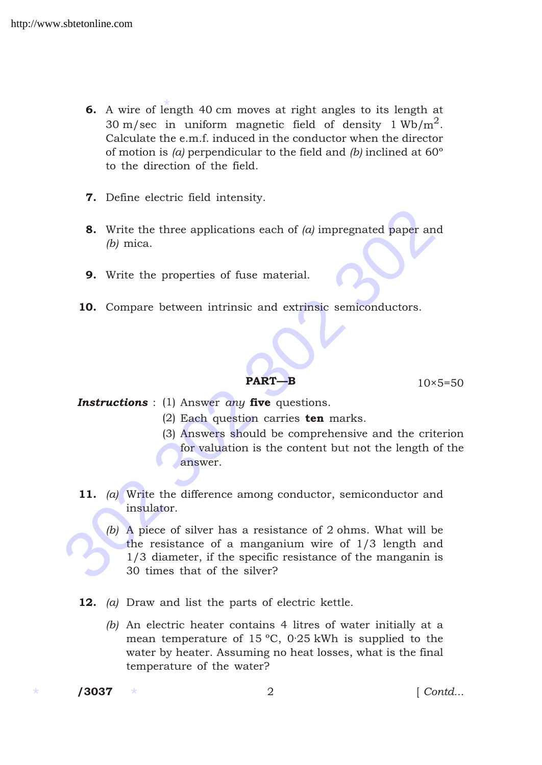**6.** A wire of length 40 cm moves at right angles to its length at 30 m/sec in uniform magnetic field of density 1 $Wb/m^2$. Calculate the e.m.f. induced in the conductor when the director of motion is *(a)* perpendicular to the field and *(b)* inclined at 60° to the direction of the field.

**7.** Define electric field intensity.

**8.** Write the three applications each of *(a)* impregnated paper and *(b)* mica.

**9.** Write the properties of fuse material.

**10.** Compare between intrinsic and extrinsic semiconductors.

## PART—B

10×5=50

***Instructions*** : (1) Answer *any* **five** questions.

(2) Each question carries **ten** marks.

(3) Answers should be comprehensive and the criterion for valuation is the content but not the length of the answer.

**11.** *(a)* Write the difference among conductor, semiconductor and insulator.

*(b)* A piece of silver has a resistance of 2 ohms. What will be the resistance of a manganium wire of 1/3 length and 1/3 diameter, if the specific resistance of the manganin is 30 times that of the silver?

**12.** *(a)* Draw and list the parts of electric kettle.

*(b)* An electric heater contains 4 litres of water initially at a mean temperature of 15 °C, 0·25 kWh is supplied to the water by heater. Assuming no heat losses, what is the final temperature of the water?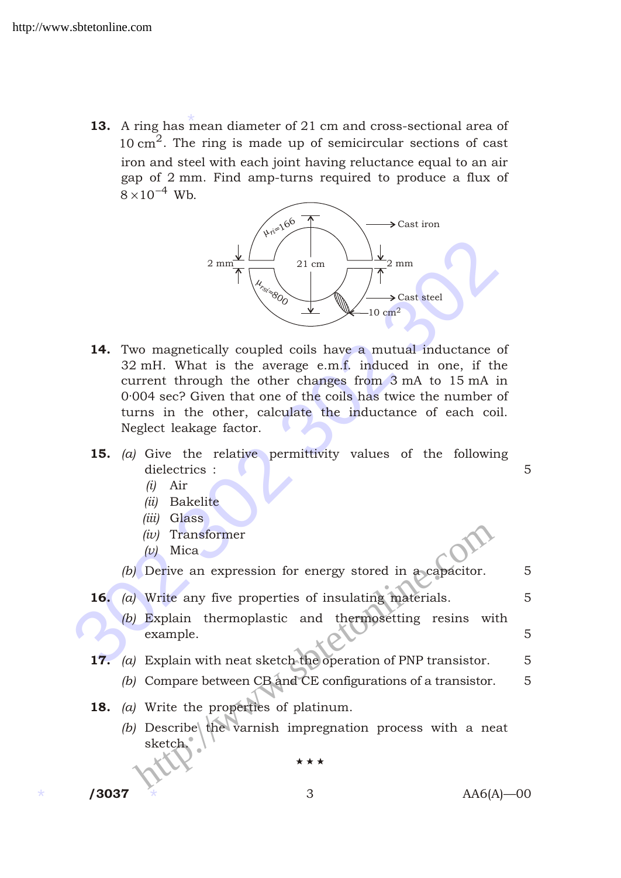**13.** A ring has mean diameter of 21 cm and cross-sectional area of $10\ \text{cm}^2$. The ring is made up of semicircular sections of cast iron and steel with each joint having reluctance equal to an air gap of 2 mm. Find amp-turns required to produce a flux of $8 \times 10^{-4}$ Wb.

$\mu_{ri} = 166$

Cast iron

2 mm

21 cm

2 mm

$\mu_{rsi} = 800$

Cast steel

$10\ \text{cm}^2$

**14.** Two magnetically coupled coils have a mutual inductance of 32 mH. What is the average e.m.f. induced in one, if the current through the other changes from 3 mA to 15 mA in 0·004 sec? Given that one of the coils has twice the number of turns in the other, calculate the inductance of each coil. Neglect leakage factor.

**15.** *(a)* Give the relative permittivity values of the following dielectrics : 5

*(i)* Air

*(ii)* Bakelite

*(iii)* Glass

*(iv)* Transformer

*(v)* Mica

*(b)* Derive an expression for energy stored in a capacitor. 5

**16.** *(a)* Write any five properties of insulating materials. 5

*(b)* Explain thermoplastic and thermosetting resins with example. 5

**17.** *(a)* Explain with neat sketch the operation of PNP transistor. 5

*(b)* Compare between CB and CE configurations of a transistor. 5

**18.** *(a)* Write the properties of platinum.

*(b)* Describe the varnish impregnation process with a neat sketch.

★ ★ ★